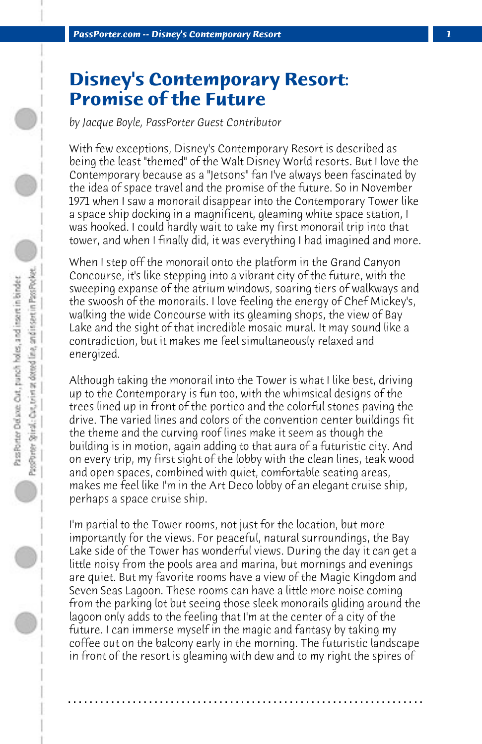# Disney's Contemporary Resort: Promise of the Future

*by Jacque Boyle, PassPorter Guest Contributor*

With few exceptions, Disney's Contemporary Resort is described as being the least "themed" of the Walt Disney World resorts. But I love the Contemporary because as a "Jetsons" fan I've always been fascinated by the idea of space travel and the promise of the future. So in November 1971 when I saw a monorail disappear into the Contemporary Tower like a space ship docking in a magnificent, gleaming white space station, I was hooked. I could hardly wait to take my first monorail trip into that tower, and when I finally did, it was everything I had imagined and more.

When I step off the monorail onto the platform in the Grand Canyon Concourse, it's like stepping into a vibrant city of the future, with the sweeping expanse of the atrium windows, soaring tiers of walkways and the swoosh of the monorails. I love feeling the energy of Chef Mickey's, walking the wide Concourse with its gleaming shops, the view of Bay Lake and the sight of that incredible mosaic mural. It may sound like a contradiction, but it makes me feel simultaneously relaxed and energized.

Although taking the monorail into the Tower is what I like best, driving up to the Contemporary is fun too, with the whimsical designs of the trees lined up in front of the portico and the colorful stones paving the drive. The varied lines and colors of the convention center buildings fit the theme and the curving roof lines make it seem as though the building is in motion, again adding to that aura of a futuristic city. And on every trip, my first sight of the lobby with the clean lines, teak wood and open spaces, combined with quiet, comfortable seating areas, makes me feel like I'm in the Art Deco lobby of an elegant cruise ship, perhaps a space cruise ship.

I'm partial to the Tower rooms, not just for the location, but more importantly for the views. For peaceful, natural surroundings, the Bay Lake side of the Tower has wonderful views. During the day it can get a little noisy from the pools area and marina, but mornings and evenings are quiet. But my favorite rooms have a view of the Magic Kingdom and Seven Seas Lagoon. These rooms can have a little more noise coming from the parking lot but seeing those sleek monorails gliding around the lagoon only adds to the feeling that I'm at the center of a city of the future. I can immerse myself in the magic and fantasy by taking my coffee out on the balcony early in the morning. The futuristic landscape in front of the resort is gleaming with dew and to my right the spires of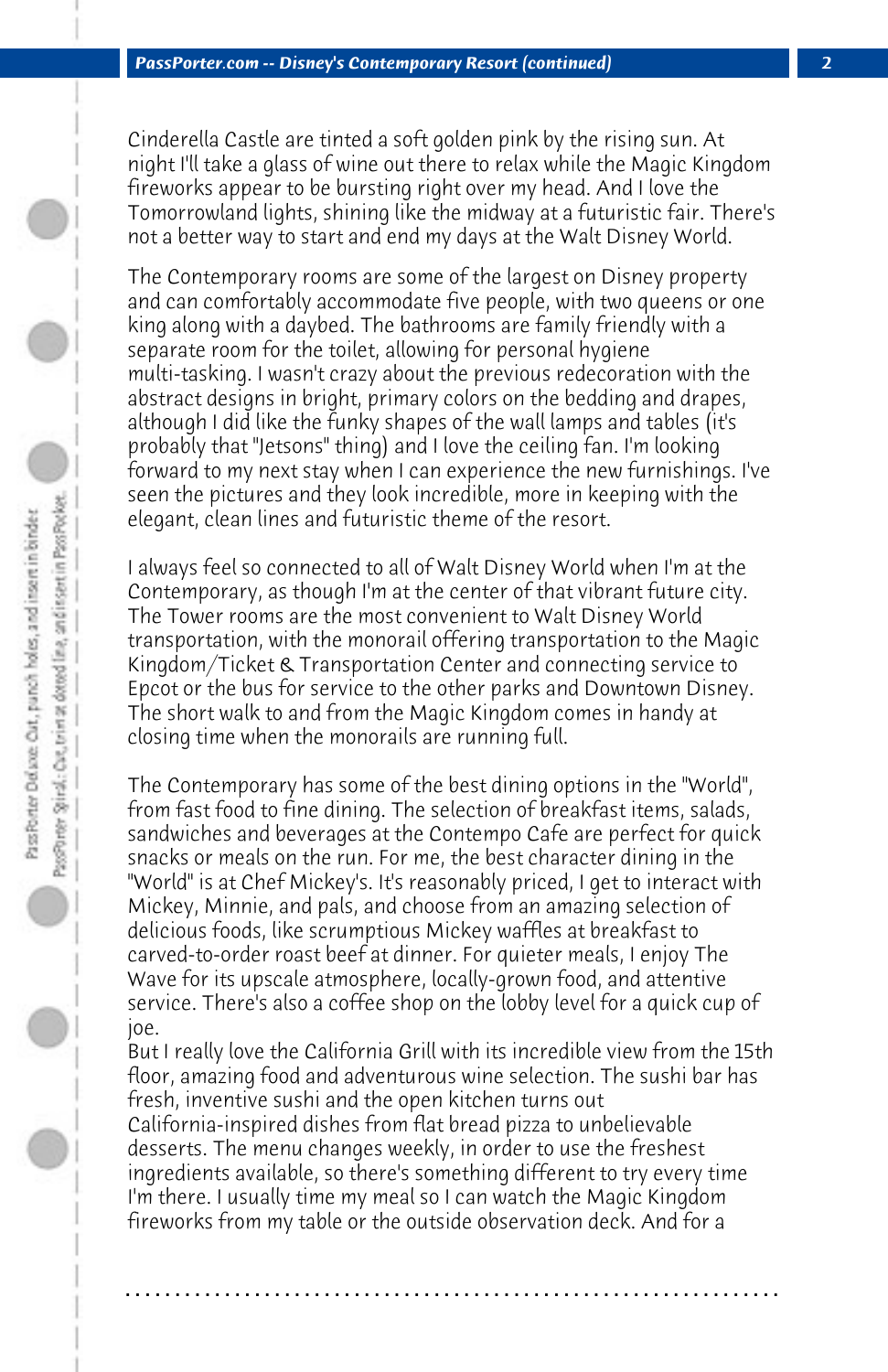Cinderella Castle are tinted a soft golden pink by the rising sun. At night I'll take a glass of wine out there to relax while the Magic Kingdom fireworks appear to be bursting right over my head. And I love the Tomorrowland lights, shining like the midway at a futuristic fair. There's not a better way to start and end my days at the Walt Disney World.

The Contemporary rooms are some of the largest on Disney property and can comfortably accommodate five people, with two queens or one king along with a daybed. The bathrooms are family friendly with a separate room for the toilet, allowing for personal hygiene multi-tasking. I wasn't crazy about the previous redecoration with the abstract designs in bright, primary colors on the bedding and drapes, although I did like the funky shapes of the wall lamps and tables (it's probably that "Jetsons" thing) and I love the ceiling fan. I'm looking forward to my next stay when I can experience the new furnishings. I've seen the pictures and they look incredible, more in keeping with the elegant, clean lines and futuristic theme of the resort.

I always feel so connected to all of Walt Disney World when I'm at the Contemporary, as though I'm at the center of that vibrant future city. The Tower rooms are the most convenient to Walt Disney World transportation, with the monorail offering transportation to the Magic Kingdom/Ticket & Transportation Center and connecting service to Epcot or the bus for service to the other parks and Downtown Disney. The short walk to and from the Magic Kingdom comes in handy at closing time when the monorails are running full.

The Contemporary has some of the best dining options in the "World", from fast food to fine dining. The selection of breakfast items, salads, sandwiches and beverages at the Contempo Cafe are perfect for quick snacks or meals on the run. For me, the best character dining in the "World" is at Chef Mickey's. It's reasonably priced, I get to interact with Mickey, Minnie, and pals, and choose from an amazing selection of delicious foods, like scrumptious Mickey waffles at breakfast to carved-to-order roast beef at dinner. For quieter meals, I enjoy The Wave for its upscale atmosphere, locally-grown food, and attentive service. There's also a coffee shop on the lobby level for a quick cup of joe.

But I really love the California Grill with its incredible view from the 15th floor, amazing food and adventurous wine selection. The sushi bar has fresh, inventive sushi and the open kitchen turns out California-inspired dishes from flat bread pizza to unbelievable desserts. The menu changes weekly, in order to use the freshest ingredients available, so there's something different to try every time I'm there. I usually time my meal so I can watch the Magic Kingdom fireworks from my table or the outside observation deck. And for a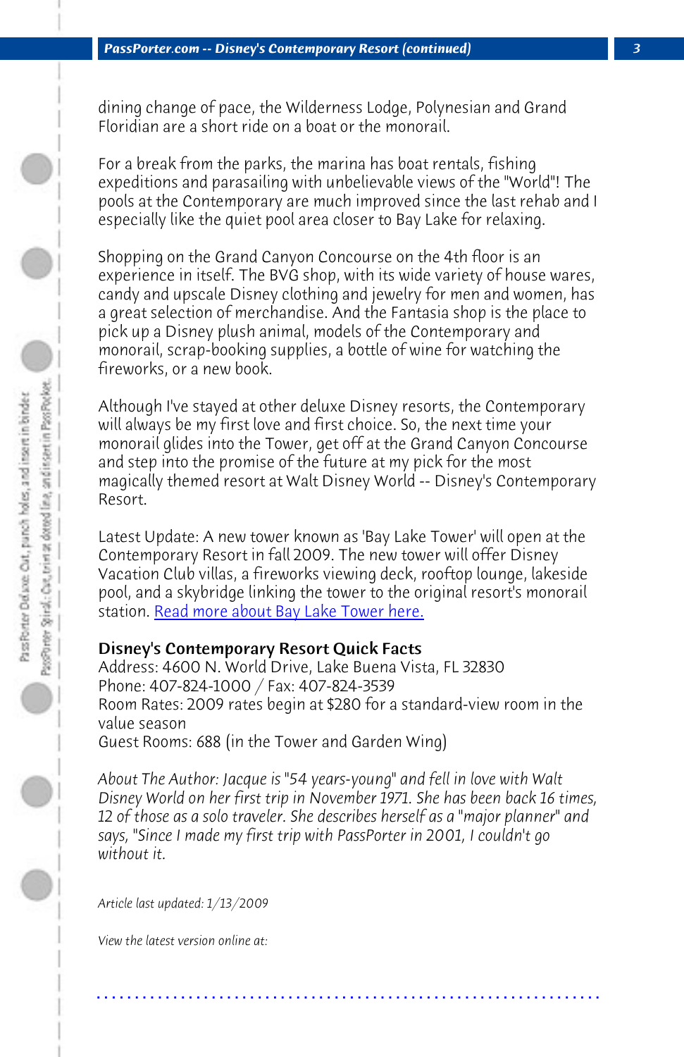dining change of pace, the Wilderness Lodge, Polynesian and Grand Floridian are a short ride on a boat or the monorail.

For a break from the parks, the marina has boat rentals, fishing expeditions and parasailing with unbelievable views of the "World"! The pools at the Contemporary are much improved since the last rehab and I especially like the quiet pool area closer to Bay Lake for relaxing.

Shopping on the Grand Canyon Concourse on the 4th floor is an experience in itself. The BVG shop, with its wide variety of house wares, candy and upscale Disney clothing and jewelry for men and women, has a great selection of merchandise. And the Fantasia shop is the place to pick up a Disney plush animal, models of the Contemporary and monorail, scrap-booking supplies, a bottle of wine for watching the fireworks, or a new book.

Although I've stayed at other deluxe Disney resorts, the Contemporary will always be my first love and first choice. So, the next time your monorail glides into the Tower, get off at the Grand Canyon Concourse and step into the promise of the future at my pick for the most magically themed resort at Walt Disney World -- Disney's Contemporary Resort.

Latest Update: A new tower known as 'Bay Lake Tower' will open at the Contemporary Resort in fall 2009. The new tower will offer Disney Vacation Club villas, a fireworks viewing deck, rooftop lounge, lakeside pool, and a skybridge linking the tower to the original resort's monorail station. Read more about Bay Lake Tower here.

**Disney's Contemporary Resort Quick Facts**

Address: 4600 N. World Drive, Lake Buena Vista, FL 32830
Phone: 407-824-1000 / Fax: 407-824-3539
Room Rates: 2009 rates begin at $280 for a standard-view room in the value season
Guest Rooms: 688 (in the Tower and Garden Wing)

*About The Author: Jacque is "54 years-young" and fell in love with Walt Disney World on her first trip in November 1971. She has been back 16 times, 12 of those as a solo traveler. She describes herself as a "major planner" and says, "Since I made my first trip with PassPorter in 2001, I couldn't go without it.*

*Article last updated: 1/13/2009*

*View the latest version online at:*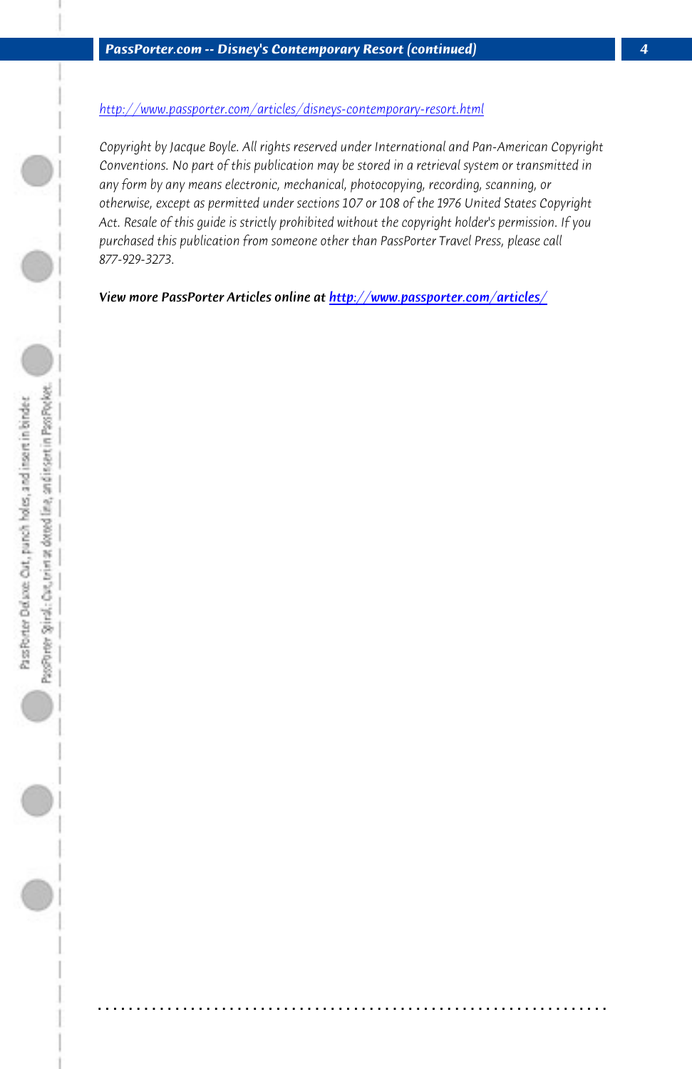*http://www.passporter.com/articles/disneys-contemporary-resort.html*

*Copyright by Jacque Boyle. All rights reserved under International and Pan-American Copyright Conventions. No part of this publication may be stored in a retrieval system or transmitted in any form by any means electronic, mechanical, photocopying, recording, scanning, or otherwise, except as permitted under sections 107 or 108 of the 1976 United States Copyright Act. Resale of this guide is strictly prohibited without the copyright holder's permission. If you purchased this publication from someone other than PassPorter Travel Press, please call 877-929-3273.*

***View more PassPorter Articles online at http://www.passporter.com/articles/***